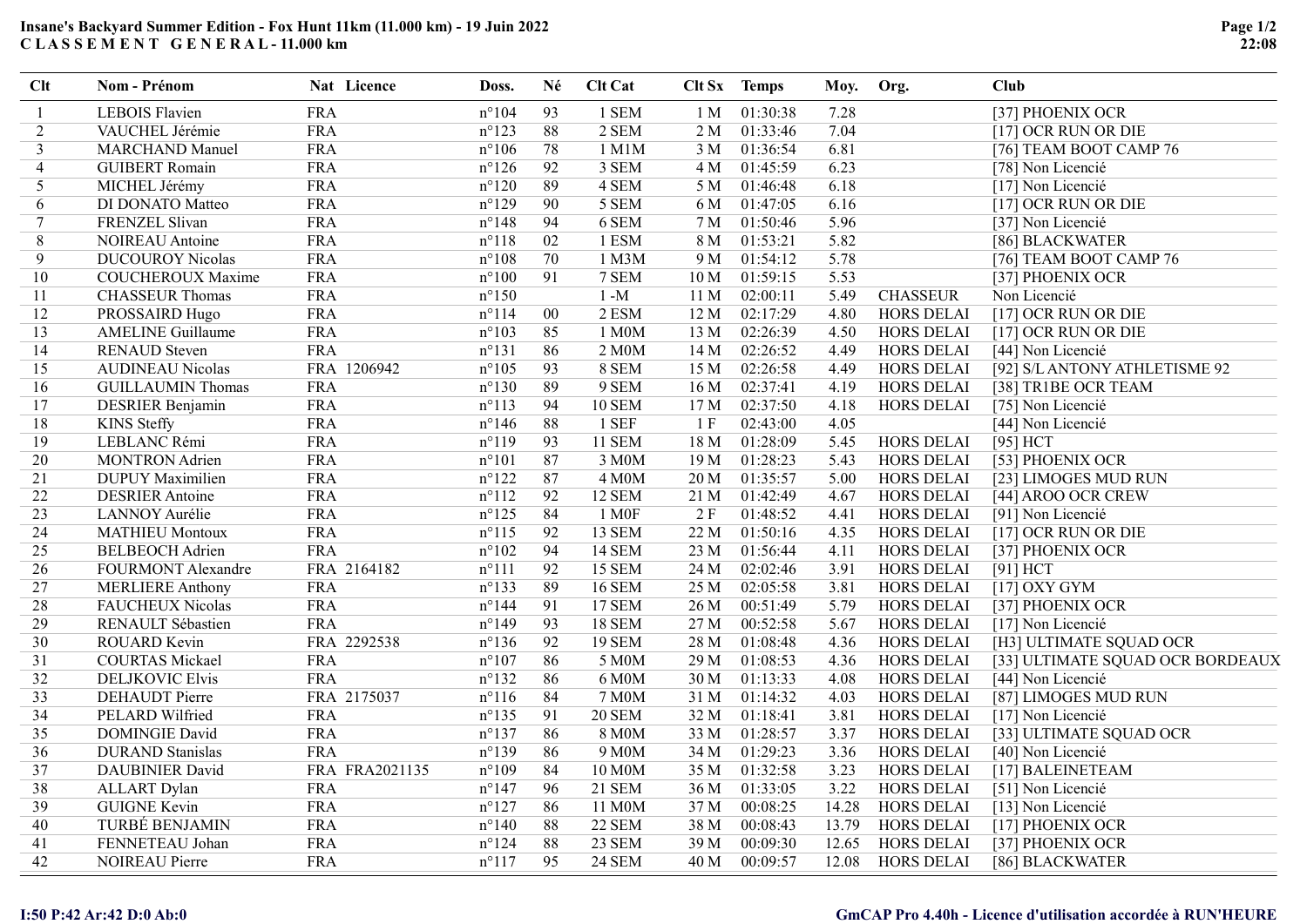**Insane's Backyard Summer Edition - Fox Hunt 11km (11.000 km) - 19 Juin 2022**
**C L A S S E M E N T G E N E R A L - 11.000 km**

| Clt | Nom - Prénom | Nat | Licence | Doss. | Né | Clt Cat | Clt Sx | Temps | Moy. | Org. | Club |
|---|---|---|---|---|---|---|---|---|---|---|---|
| 1 | LEBOIS Flavien | FRA | | n°104 | 93 | 1 SEM | 1 M | 01:30:38 | 7.28 | | [37] PHOENIX OCR |
| 2 | VAUCHEL Jérémie | FRA | | n°123 | 88 | 2 SEM | 2 M | 01:33:46 | 7.04 | | [17] OCR RUN OR DIE |
| 3 | MARCHAND Manuel | FRA | | n°106 | 78 | 1 M1M | 3 M | 01:36:54 | 6.81 | | [76] TEAM BOOT CAMP 76 |
| 4 | GUIBERT Romain | FRA | | n°126 | 92 | 3 SEM | 4 M | 01:45:59 | 6.23 | | [78] Non Licencié |
| 5 | MICHEL Jérémy | FRA | | n°120 | 89 | 4 SEM | 5 M | 01:46:48 | 6.18 | | [17] Non Licencié |
| 6 | DI DONATO Matteo | FRA | | n°129 | 90 | 5 SEM | 6 M | 01:47:05 | 6.16 | | [17] OCR RUN OR DIE |
| 7 | FRENZEL Slivan | FRA | | n°148 | 94 | 6 SEM | 7 M | 01:50:46 | 5.96 | | [37] Non Licencié |
| 8 | NOIREAU Antoine | FRA | | n°118 | 02 | 1 ESM | 8 M | 01:53:21 | 5.82 | | [86] BLACKWATER |
| 9 | DUCOUROY Nicolas | FRA | | n°108 | 70 | 1 M3M | 9 M | 01:54:12 | 5.78 | | [76] TEAM BOOT CAMP 76 |
| 10 | COUCHEROUX Maxime | FRA | | n°100 | 91 | 7 SEM | 10 M | 01:59:15 | 5.53 | | [37] PHOENIX OCR |
| 11 | CHASSEUR Thomas | FRA | | n°150 | | 1 -M | 11 M | 02:00:11 | 5.49 | CHASSEUR | Non Licencié |
| 12 | PROSSAIRD Hugo | FRA | | n°114 | 00 | 2 ESM | 12 M | 02:17:29 | 4.80 | HORS DELAI | [17] OCR RUN OR DIE |
| 13 | AMELINE Guillaume | FRA | | n°103 | 85 | 1 M0M | 13 M | 02:26:39 | 4.50 | HORS DELAI | [17] OCR RUN OR DIE |
| 14 | RENAUD Steven | FRA | | n°131 | 86 | 2 M0M | 14 M | 02:26:52 | 4.49 | HORS DELAI | [44] Non Licencié |
| 15 | AUDINEAU Nicolas | FRA | 1206942 | n°105 | 93 | 8 SEM | 15 M | 02:26:58 | 4.49 | HORS DELAI | [92] S/L ANTONY ATHLETISME 92 |
| 16 | GUILLAUMIN Thomas | FRA | | n°130 | 89 | 9 SEM | 16 M | 02:37:41 | 4.19 | HORS DELAI | [38] TR1BE OCR TEAM |
| 17 | DESRIER Benjamin | FRA | | n°113 | 94 | 10 SEM | 17 M | 02:37:50 | 4.18 | HORS DELAI | [75] Non Licencié |
| 18 | KINS Steffy | FRA | | n°146 | 88 | 1 SEF | 1 F | 02:43:00 | 4.05 | | [44] Non Licencié |
| 19 | LEBLANC Rémi | FRA | | n°119 | 93 | 11 SEM | 18 M | 01:28:09 | 5.45 | HORS DELAI | [95] HCT |
| 20 | MONTRON Adrien | FRA | | n°101 | 87 | 3 M0M | 19 M | 01:28:23 | 5.43 | HORS DELAI | [53] PHOENIX OCR |
| 21 | DUPUY Maximilien | FRA | | n°122 | 87 | 4 M0M | 20 M | 01:35:57 | 5.00 | HORS DELAI | [23] LIMOGES MUD RUN |
| 22 | DESRIER Antoine | FRA | | n°112 | 92 | 12 SEM | 21 M | 01:42:49 | 4.67 | HORS DELAI | [44] AROO OCR CREW |
| 23 | LANNOY Aurélie | FRA | | n°125 | 84 | 1 M0F | 2 F | 01:48:52 | 4.41 | HORS DELAI | [91] Non Licencié |
| 24 | MATHIEU Montoux | FRA | | n°115 | 92 | 13 SEM | 22 M | 01:50:16 | 4.35 | HORS DELAI | [17] OCR RUN OR DIE |
| 25 | BELBEOCH Adrien | FRA | | n°102 | 94 | 14 SEM | 23 M | 01:56:44 | 4.11 | HORS DELAI | [37] PHOENIX OCR |
| 26 | FOURMONT Alexandre | FRA | 2164182 | n°111 | 92 | 15 SEM | 24 M | 02:02:46 | 3.91 | HORS DELAI | [91] HCT |
| 27 | MERLIERE Anthony | FRA | | n°133 | 89 | 16 SEM | 25 M | 02:05:58 | 3.81 | HORS DELAI | [17] OXY GYM |
| 28 | FAUCHEUX Nicolas | FRA | | n°144 | 91 | 17 SEM | 26 M | 00:51:49 | 5.79 | HORS DELAI | [37] PHOENIX OCR |
| 29 | RENAULT Sébastien | FRA | | n°149 | 93 | 18 SEM | 27 M | 00:52:58 | 5.67 | HORS DELAI | [17] Non Licencié |
| 30 | ROUARD Kevin | FRA | 2292538 | n°136 | 92 | 19 SEM | 28 M | 01:08:48 | 4.36 | HORS DELAI | [H3] ULTIMATE SQUAD OCR |
| 31 | COURTAS Mickael | FRA | | n°107 | 86 | 5 M0M | 29 M | 01:08:53 | 4.36 | HORS DELAI | [33] ULTIMATE SQUAD OCR BORDEAUX |
| 32 | DELJKOVIC Elvis | FRA | | n°132 | 86 | 6 M0M | 30 M | 01:13:33 | 4.08 | HORS DELAI | [44] Non Licencié |
| 33 | DEHAUDT Pierre | FRA | 2175037 | n°116 | 84 | 7 M0M | 31 M | 01:14:32 | 4.03 | HORS DELAI | [87] LIMOGES MUD RUN |
| 34 | PELARD Wilfried | FRA | | n°135 | 91 | 20 SEM | 32 M | 01:18:41 | 3.81 | HORS DELAI | [17] Non Licencié |
| 35 | DOMINGIE David | FRA | | n°137 | 86 | 8 M0M | 33 M | 01:28:57 | 3.37 | HORS DELAI | [33] ULTIMATE SQUAD OCR |
| 36 | DURAND Stanislas | FRA | | n°139 | 86 | 9 M0M | 34 M | 01:29:23 | 3.36 | HORS DELAI | [40] Non Licencié |
| 37 | DAUBINIER David | FRA | FRA2021135 | n°109 | 84 | 10 M0M | 35 M | 01:32:58 | 3.23 | HORS DELAI | [17] BALEINETEAM |
| 38 | ALLART Dylan | FRA | | n°147 | 96 | 21 SEM | 36 M | 01:33:05 | 3.22 | HORS DELAI | [51] Non Licencié |
| 39 | GUIGNE Kevin | FRA | | n°127 | 86 | 11 M0M | 37 M | 00:08:25 | 14.28 | HORS DELAI | [13] Non Licencié |
| 40 | TURBÉ BENJAMIN | FRA | | n°140 | 88 | 22 SEM | 38 M | 00:08:43 | 13.79 | HORS DELAI | [17] PHOENIX OCR |
| 41 | FENNETEAU Johan | FRA | | n°124 | 88 | 23 SEM | 39 M | 00:09:30 | 12.65 | HORS DELAI | [37] PHOENIX OCR |
| 42 | NOIREAU Pierre | FRA | | n°117 | 95 | 24 SEM | 40 M | 00:09:57 | 12.08 | HORS DELAI | [86] BLACKWATER |

I:50 P:42 Ar:42 D:0 Ab:0

GmCAP Pro 4.40h - Licence d'utilisation accordée à RUN'HEURE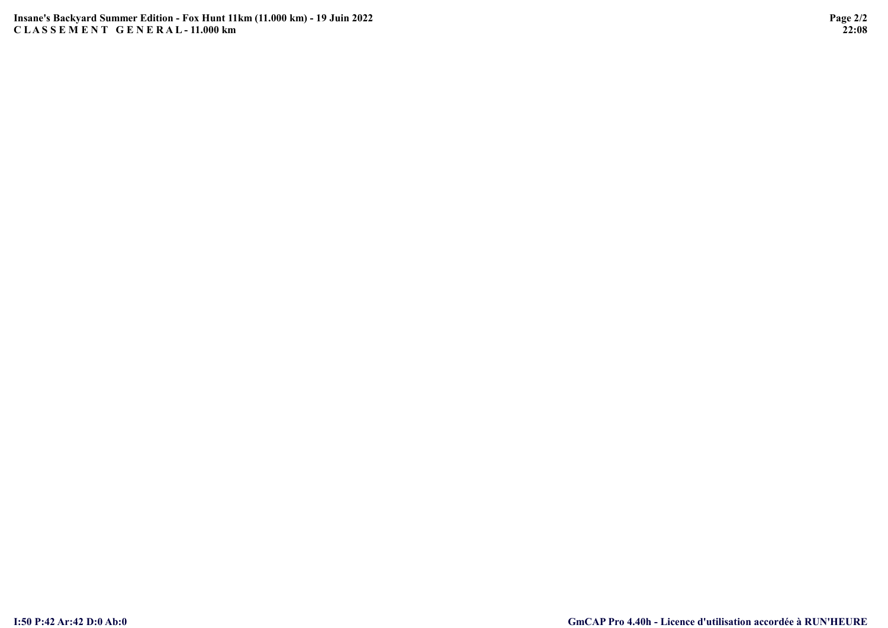I:50 P:42 Ar:42 D:0 Ab:0